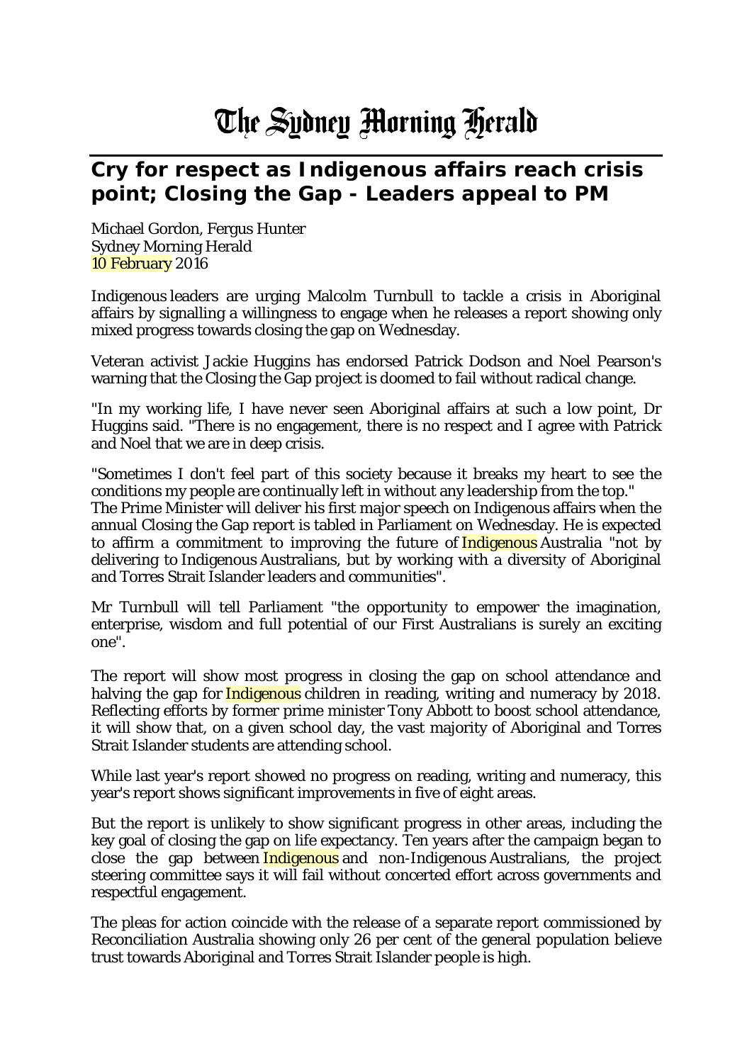# The Sydney Morning Herald

## Cry for respect as Indigenous affairs reach crisis point; Closing the Gap - Leaders appeal to PM

Michael Gordon, Fergus Hunter
Sydney Morning Herald
10 February 2016

Indigenous leaders are urging Malcolm Turnbull to tackle a crisis in Aboriginal affairs by signalling a willingness to engage when he releases a report showing only mixed progress towards closing the gap on Wednesday.

Veteran activist Jackie Huggins has endorsed Patrick Dodson and Noel Pearson's warning that the Closing the Gap project is doomed to fail without radical change.

"In my working life, I have never seen Aboriginal affairs at such a low point, Dr Huggins said. "There is no engagement, there is no respect and I agree with Patrick and Noel that we are in deep crisis.

"Sometimes I don't feel part of this society because it breaks my heart to see the conditions my people are continually left in without any leadership from the top."

The Prime Minister will deliver his first major speech on Indigenous affairs when the annual Closing the Gap report is tabled in Parliament on Wednesday. He is expected to affirm a commitment to improving the future of Indigenous Australia "not by delivering to Indigenous Australians, but by working with a diversity of Aboriginal and Torres Strait Islander leaders and communities".

Mr Turnbull will tell Parliament "the opportunity to empower the imagination, enterprise, wisdom and full potential of our First Australians is surely an exciting one".

The report will show most progress in closing the gap on school attendance and halving the gap for Indigenous children in reading, writing and numeracy by 2018. Reflecting efforts by former prime minister Tony Abbott to boost school attendance, it will show that, on a given school day, the vast majority of Aboriginal and Torres Strait Islander students are attending school.

While last year's report showed no progress on reading, writing and numeracy, this year's report shows significant improvements in five of eight areas.

But the report is unlikely to show significant progress in other areas, including the key goal of closing the gap on life expectancy. Ten years after the campaign began to close the gap between Indigenous and non-Indigenous Australians, the project steering committee says it will fail without concerted effort across governments and respectful engagement.

The pleas for action coincide with the release of a separate report commissioned by Reconciliation Australia showing only 26 per cent of the general population believe trust towards Aboriginal and Torres Strait Islander people is high.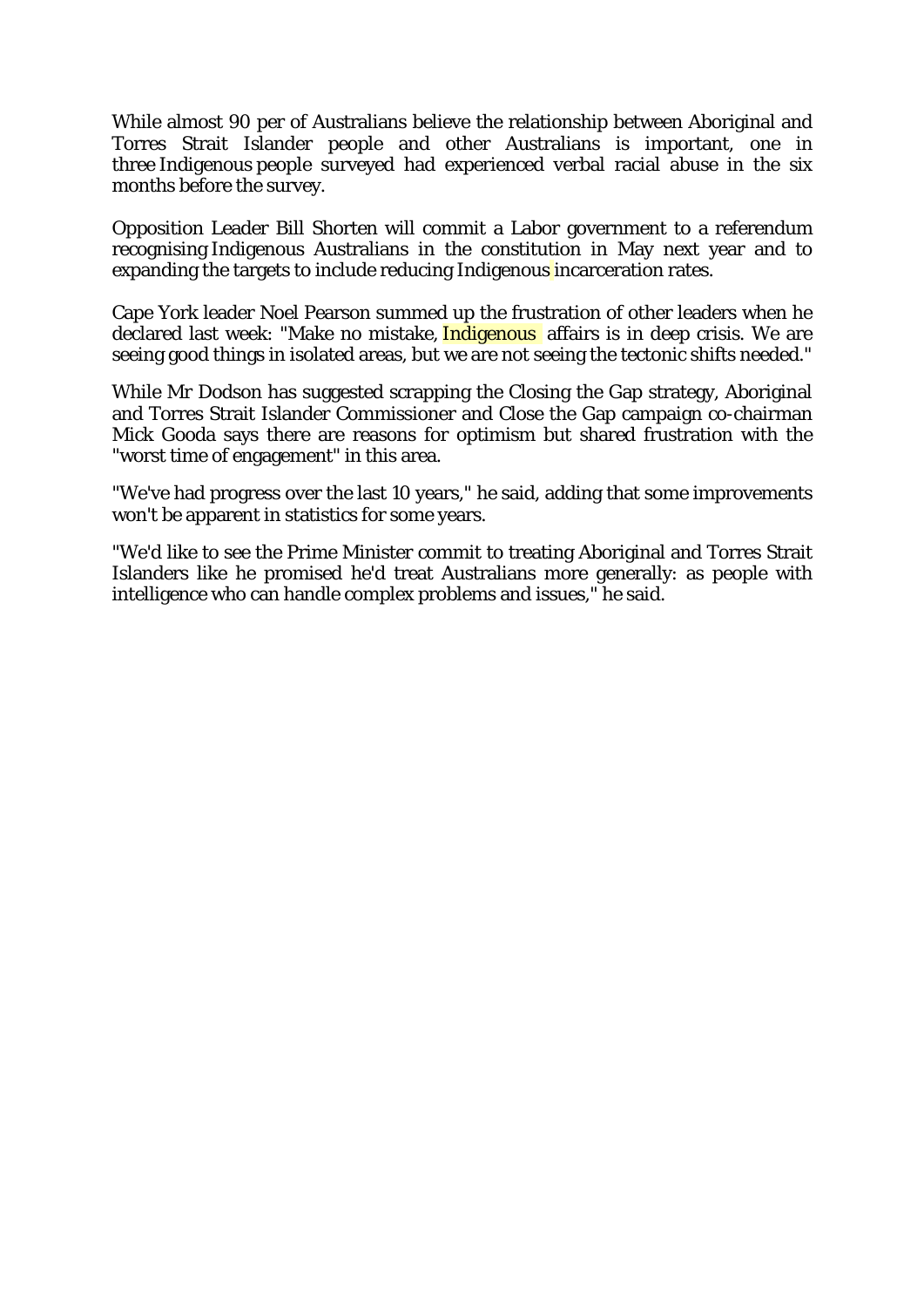While almost 90 per of Australians believe the relationship between Aboriginal and Torres Strait Islander people and other Australians is important, one in three Indigenous people surveyed had experienced verbal racial abuse in the six months before the survey.

Opposition Leader Bill Shorten will commit a Labor government to a referendum recognising Indigenous Australians in the constitution in May next year and to expanding the targets to include reducing Indigenous incarceration rates.

Cape York leader Noel Pearson summed up the frustration of other leaders when he declared last week: "Make no mistake, Indigenous affairs is in deep crisis. We are seeing good things in isolated areas, but we are not seeing the tectonic shifts needed."

While Mr Dodson has suggested scrapping the Closing the Gap strategy, Aboriginal and Torres Strait Islander Commissioner and Close the Gap campaign co-chairman Mick Gooda says there are reasons for optimism but shared frustration with the "worst time of engagement" in this area.

"We've had progress over the last 10 years," he said, adding that some improvements won't be apparent in statistics for some years.

"We'd like to see the Prime Minister commit to treating Aboriginal and Torres Strait Islanders like he promised he'd treat Australians more generally: as people with intelligence who can handle complex problems and issues," he said.